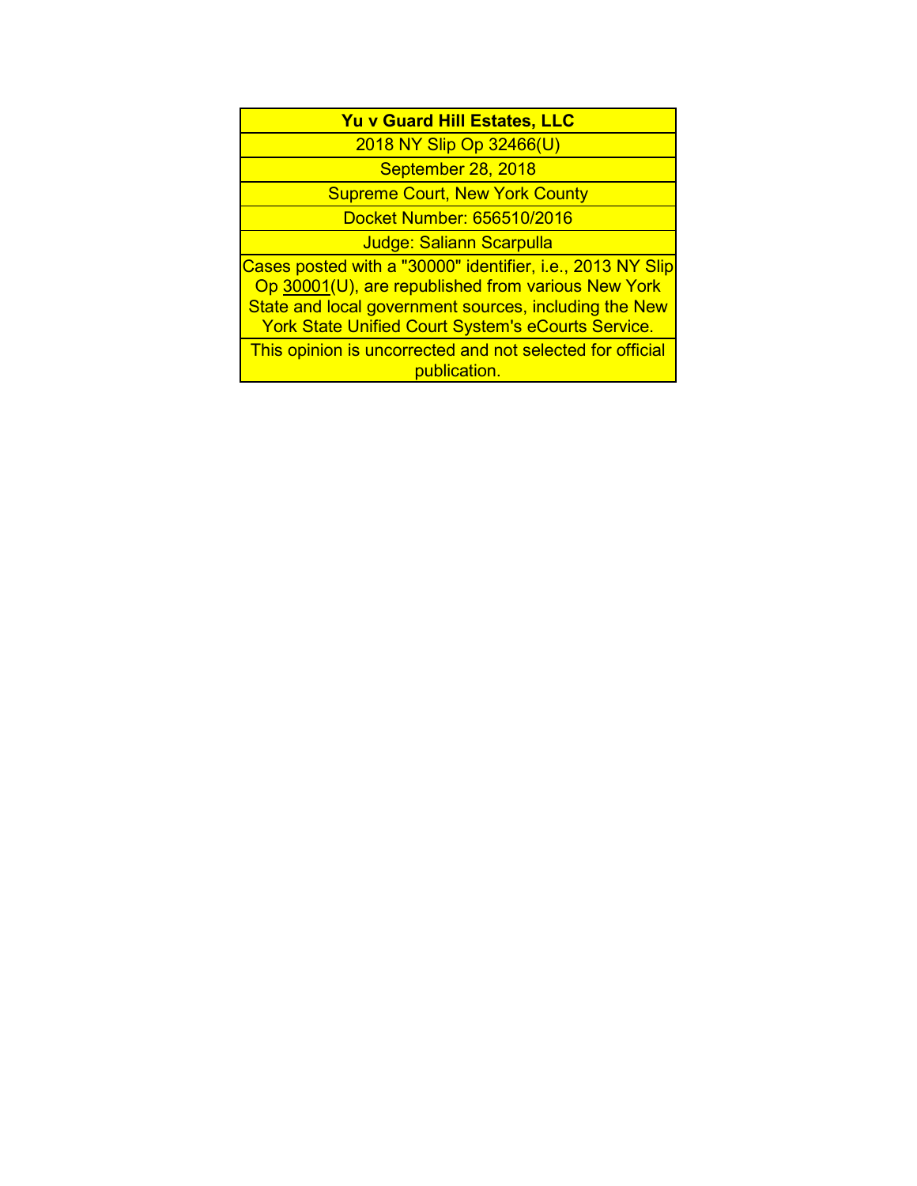| **Yu v Guard Hill Estates, LLC** |
| --- |
| 2018 NY Slip Op 32466(U) |
| September 28, 2018 |
| Supreme Court, New York County |
| Docket Number: 656510/2016 |
| Judge: Saliann Scarpulla |
| Cases posted with a "30000" identifier, i.e., 2013 NY Slip Op 30001(U), are republished from various New York State and local government sources, including the New York State Unified Court System's eCourts Service. |
| This opinion is uncorrected and not selected for official publication. |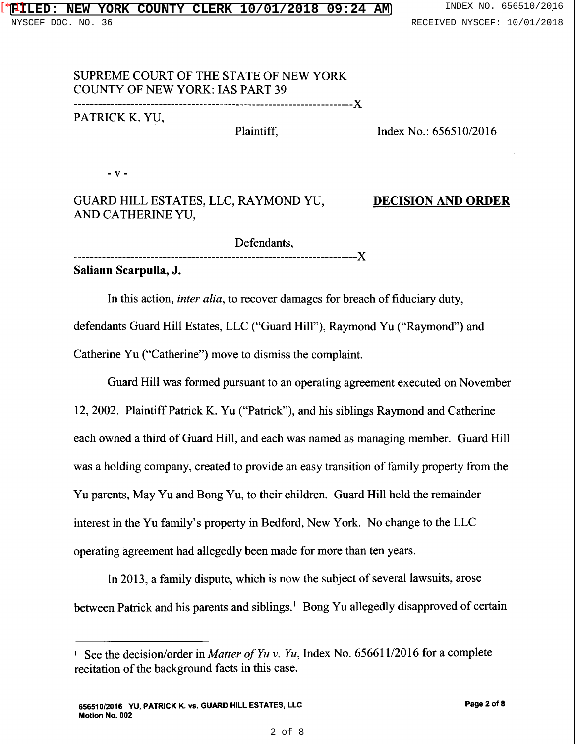SUPREME COURT OF THE STATE OF NEW YORK
COUNTY OF NEW YORK: IAS PART 39

PATRICK K. YU,

Plaintiff,

Index No.: 656510/2016

- v -

GUARD HILL ESTATES, LLC, RAYMOND YU, AND CATHERINE YU,

Defendants,

**DECISION AND ORDER**

**Saliann Scarpulla, J.**

In this action, *inter alia*, to recover damages for breach of fiduciary duty, defendants Guard Hill Estates, LLC ("Guard Hill"), Raymond Yu ("Raymond") and Catherine Yu ("Catherine") move to dismiss the complaint.

Guard Hill was formed pursuant to an operating agreement executed on November 12, 2002. Plaintiff Patrick K. Yu ("Patrick"), and his siblings Raymond and Catherine each owned a third of Guard Hill, and each was named as managing member. Guard Hill was a holding company, created to provide an easy transition of family property from the Yu parents, May Yu and Bong Yu, to their children. Guard Hill held the remainder interest in the Yu family's property in Bedford, New York. No change to the LLC operating agreement had allegedly been made for more than ten years.

In 2013, a family dispute, which is now the subject of several lawsuits, arose between Patrick and his parents and siblings.[1] Bong Yu allegedly disapproved of certain

[1] See the decision/order in *Matter of Yu v. Yu*, Index No. 656611/2016 for a complete recitation of the background facts in this case.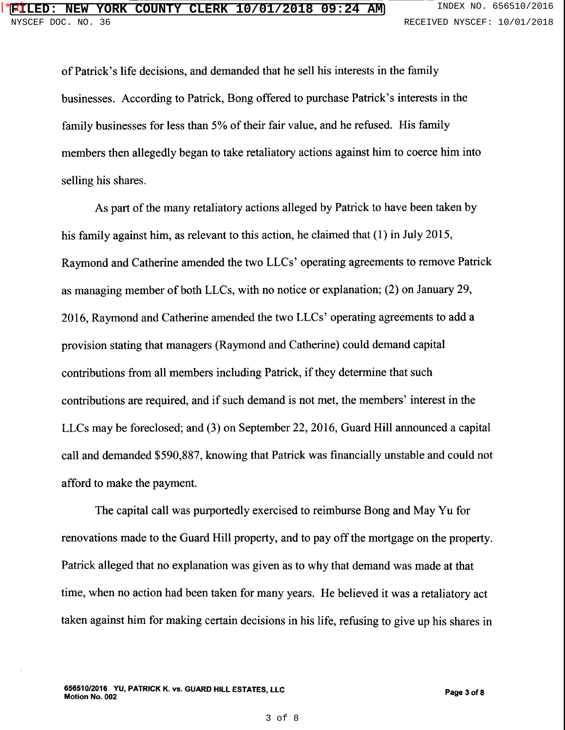of Patrick's life decisions, and demanded that he sell his interests in the family businesses. According to Patrick, Bong offered to purchase Patrick's interests in the family businesses for less than 5% of their fair value, and he refused. His family members then allegedly began to take retaliatory actions against him to coerce him into selling his shares.

As part of the many retaliatory actions alleged by Patrick to have been taken by his family against him, as relevant to this action, he claimed that (1) in July 2015, Raymond and Catherine amended the two LLCs' operating agreements to remove Patrick as managing member of both LLCs, with no notice or explanation; (2) on January 29, 2016, Raymond and Catherine amended the two LLCs' operating agreements to add a provision stating that managers (Raymond and Catherine) could demand capital contributions from all members including Patrick, if they determine that such contributions are required, and if such demand is not met, the members' interest in the LLCs may be foreclosed; and (3) on September 22, 2016, Guard Hill announced a capital call and demanded $590,887, knowing that Patrick was financially unstable and could not afford to make the payment.

The capital call was purportedly exercised to reimburse Bong and May Yu for renovations made to the Guard Hill property, and to pay off the mortgage on the property. Patrick alleged that no explanation was given as to why that demand was made at that time, when no action had been taken for many years. He believed it was a retaliatory act taken against him for making certain decisions in his life, refusing to give up his shares in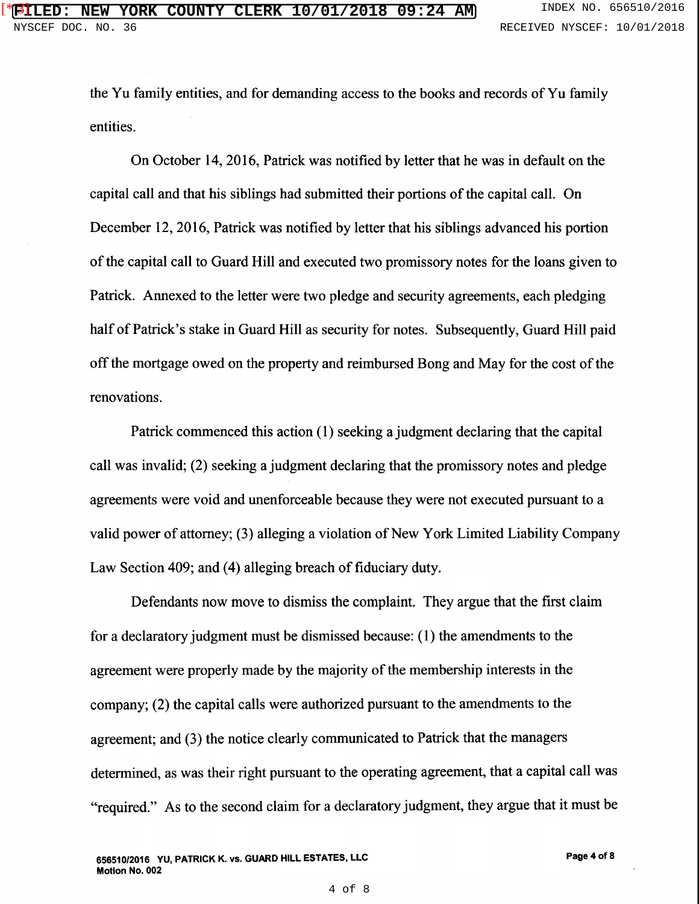the Yu family entities, and for demanding access to the books and records of Yu family entities.

On October 14, 2016, Patrick was notified by letter that he was in default on the capital call and that his siblings had submitted their portions of the capital call. On December 12, 2016, Patrick was notified by letter that his siblings advanced his portion of the capital call to Guard Hill and executed two promissory notes for the loans given to Patrick. Annexed to the letter were two pledge and security agreements, each pledging half of Patrick's stake in Guard Hill as security for notes. Subsequently, Guard Hill paid off the mortgage owed on the property and reimbursed Bong and May for the cost of the renovations.

Patrick commenced this action (1) seeking a judgment declaring that the capital call was invalid; (2) seeking a judgment declaring that the promissory notes and pledge agreements were void and unenforceable because they were not executed pursuant to a valid power of attorney; (3) alleging a violation of New York Limited Liability Company Law Section 409; and (4) alleging breach of fiduciary duty.

Defendants now move to dismiss the complaint. They argue that the first claim for a declaratory judgment must be dismissed because: (1) the amendments to the agreement were properly made by the majority of the membership interests in the company; (2) the capital calls were authorized pursuant to the amendments to the agreement; and (3) the notice clearly communicated to Patrick that the managers determined, as was their right pursuant to the operating agreement, that a capital call was "required." As to the second claim for a declaratory judgment, they argue that it must be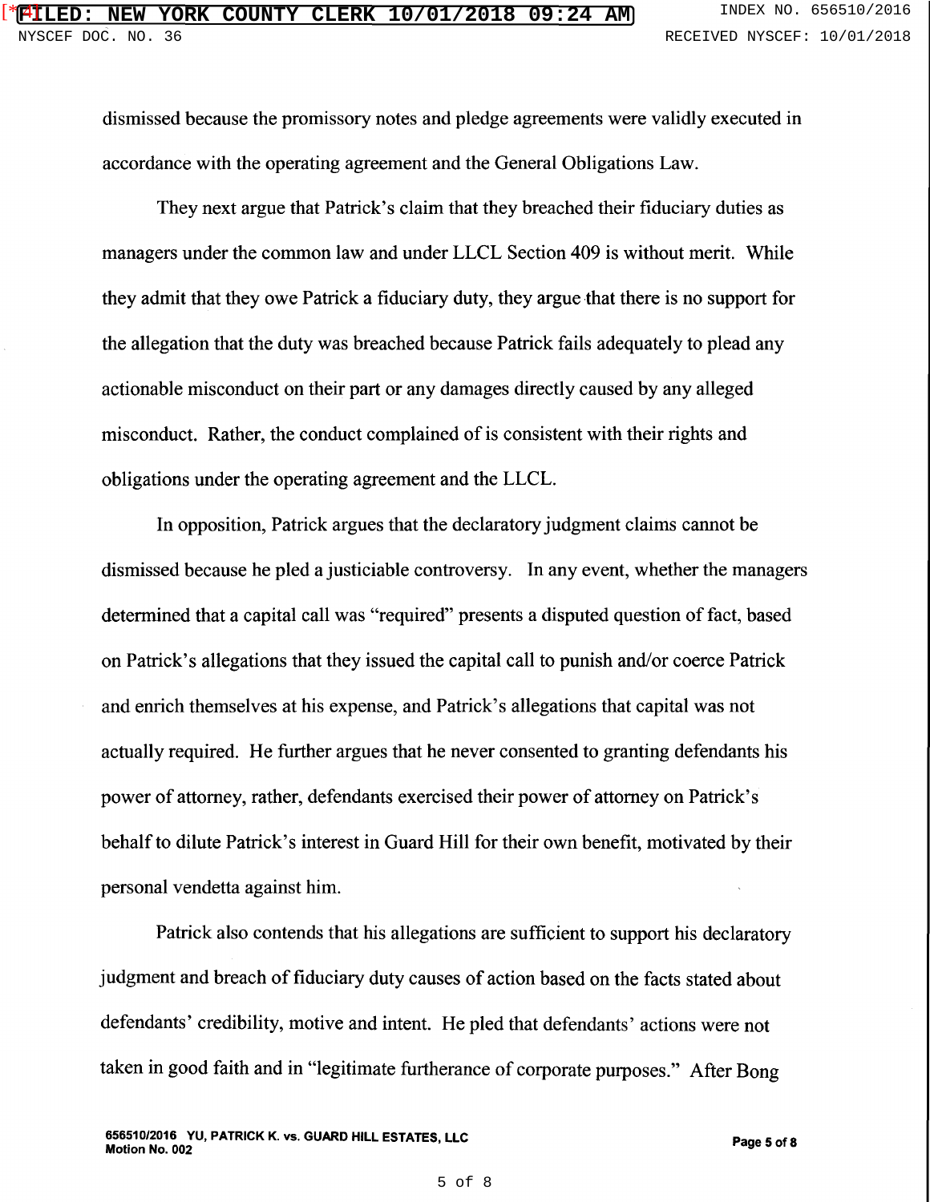dismissed because the promissory notes and pledge agreements were validly executed in accordance with the operating agreement and the General Obligations Law.

They next argue that Patrick's claim that they breached their fiduciary duties as managers under the common law and under LLCL Section 409 is without merit. While they admit that they owe Patrick a fiduciary duty, they argue that there is no support for the allegation that the duty was breached because Patrick fails adequately to plead any actionable misconduct on their part or any damages directly caused by any alleged misconduct. Rather, the conduct complained of is consistent with their rights and obligations under the operating agreement and the LLCL.

In opposition, Patrick argues that the declaratory judgment claims cannot be dismissed because he pled a justiciable controversy. In any event, whether the managers determined that a capital call was "required" presents a disputed question of fact, based on Patrick's allegations that they issued the capital call to punish and/or coerce Patrick and enrich themselves at his expense, and Patrick's allegations that capital was not actually required. He further argues that he never consented to granting defendants his power of attorney, rather, defendants exercised their power of attorney on Patrick's behalf to dilute Patrick's interest in Guard Hill for their own benefit, motivated by their personal vendetta against him.

Patrick also contends that his allegations are sufficient to support his declaratory judgment and breach of fiduciary duty causes of action based on the facts stated about defendants' credibility, motive and intent. He pled that defendants' actions were not taken in good faith and in "legitimate furtherance of corporate purposes." After Bong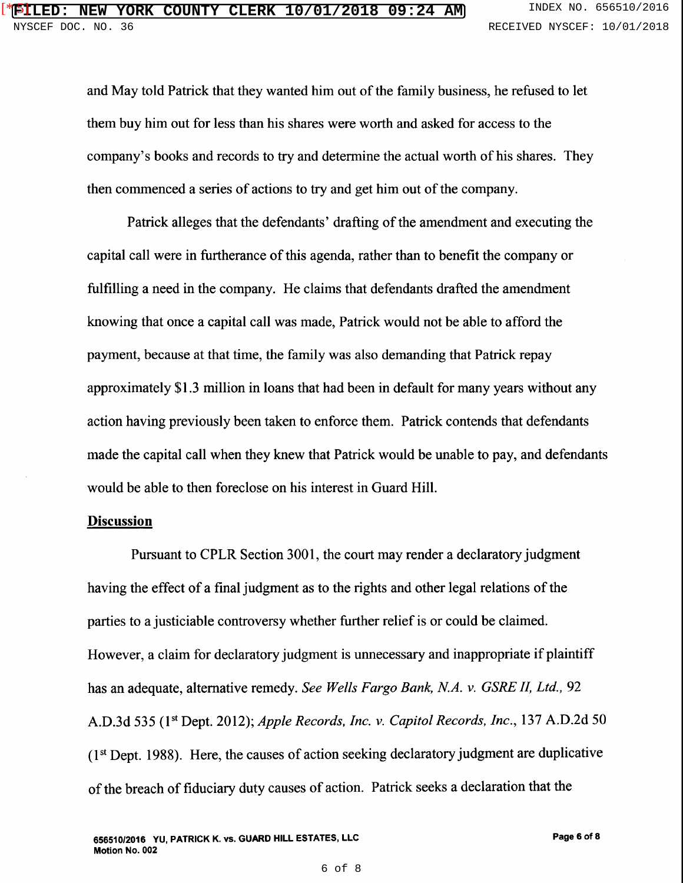and May told Patrick that they wanted him out of the family business, he refused to let them buy him out for less than his shares were worth and asked for access to the company's books and records to try and determine the actual worth of his shares. They then commenced a series of actions to try and get him out of the company.

Patrick alleges that the defendants' drafting of the amendment and executing the capital call were in furtherance of this agenda, rather than to benefit the company or fulfilling a need in the company. He claims that defendants drafted the amendment knowing that once a capital call was made, Patrick would not be able to afford the payment, because at that time, the family was also demanding that Patrick repay approximately $1.3 million in loans that had been in default for many years without any action having previously been taken to enforce them. Patrick contends that defendants made the capital call when they knew that Patrick would be unable to pay, and defendants would be able to then foreclose on his interest in Guard Hill.

**Discussion**

Pursuant to CPLR Section 3001, the court may render a declaratory judgment having the effect of a final judgment as to the rights and other legal relations of the parties to a justiciable controversy whether further relief is or could be claimed. However, a claim for declaratory judgment is unnecessary and inappropriate if plaintiff has an adequate, alternative remedy. *See Wells Fargo Bank, N.A. v. GSRE II, Ltd.,* 92 A.D.3d 535 (1st Dept. 2012); *Apple Records, Inc. v. Capitol Records, Inc.*, 137 A.D.2d 50 (1st Dept. 1988). Here, the causes of action seeking declaratory judgment are duplicative of the breach of fiduciary duty causes of action. Patrick seeks a declaration that the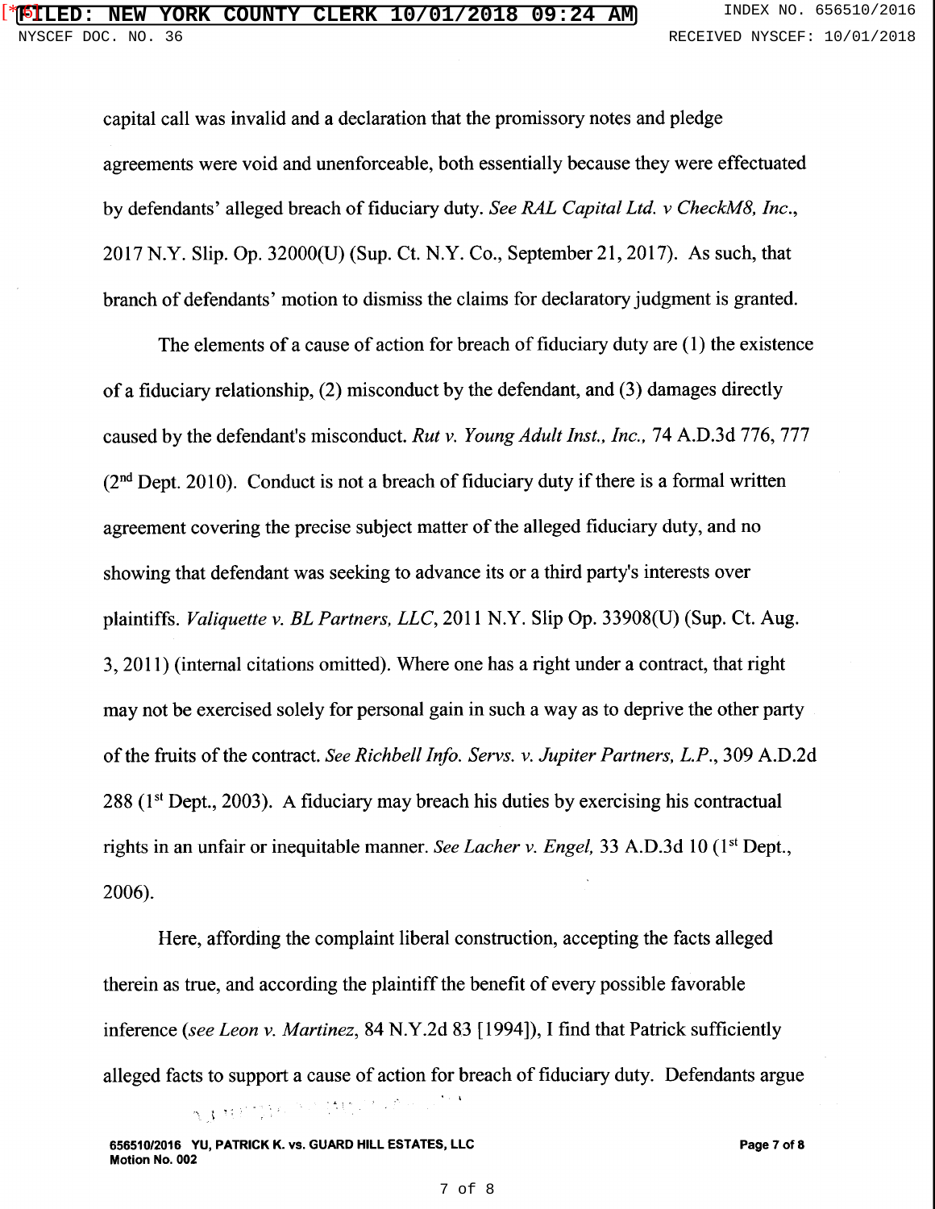capital call was invalid and a declaration that the promissory notes and pledge agreements were void and unenforceable, both essentially because they were effectuated by defendants' alleged breach of fiduciary duty. *See RAL Capital Ltd. v CheckM8, Inc.*, 2017 N.Y. Slip. Op. 32000(U) (Sup. Ct. N.Y. Co., September 21, 2017). As such, that branch of defendants' motion to dismiss the claims for declaratory judgment is granted.

The elements of a cause of action for breach of fiduciary duty are (1) the existence of a fiduciary relationship, (2) misconduct by the defendant, and (3) damages directly caused by the defendant's misconduct. *Rut v. Young Adult Inst., Inc.,* 74 A.D.3d 776, 777 (2nd Dept. 2010). Conduct is not a breach of fiduciary duty if there is a formal written agreement covering the precise subject matter of the alleged fiduciary duty, and no showing that defendant was seeking to advance its or a third party's interests over plaintiffs. *Valiquette v. BL Partners, LLC*, 2011 N.Y. Slip Op. 33908(U) (Sup. Ct. Aug. 3, 2011) (internal citations omitted). Where one has a right under a contract, that right may not be exercised solely for personal gain in such a way as to deprive the other party of the fruits of the contract. *See Richbell Info. Servs. v. Jupiter Partners, L.P.*, 309 A.D.2d 288 (1st Dept., 2003). A fiduciary may breach his duties by exercising his contractual rights in an unfair or inequitable manner. *See Lacher v. Engel,* 33 A.D.3d 10 (1st Dept., 2006).

Here, affording the complaint liberal construction, accepting the facts alleged therein as true, and according the plaintiff the benefit of every possible favorable inference (*see Leon v. Martinez*, 84 N.Y.2d 83 [1994]), I find that Patrick sufficiently alleged facts to support a cause of action for breach of fiduciary duty. Defendants argue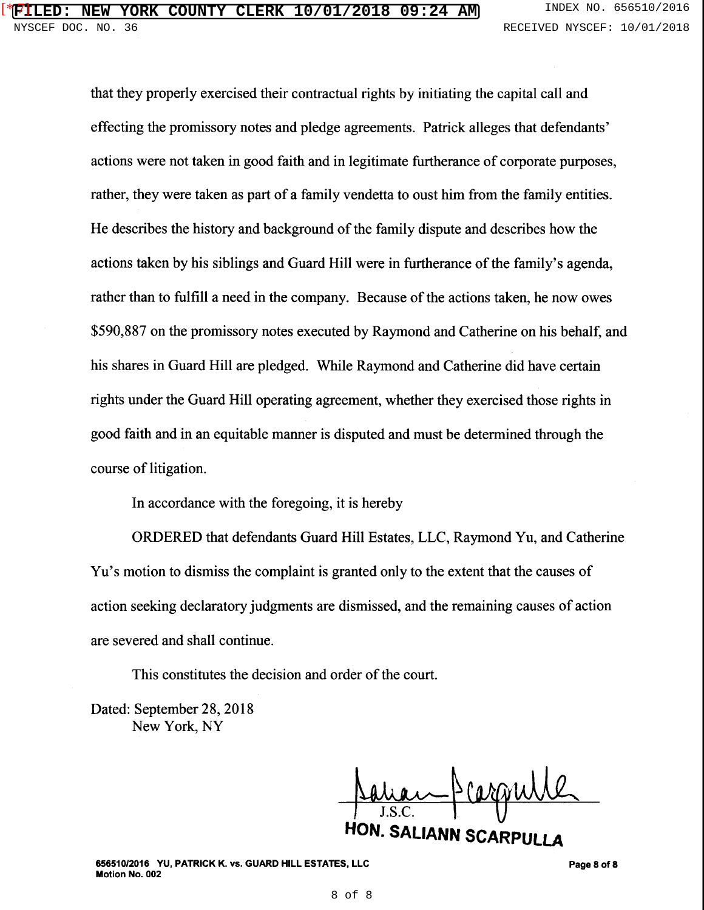that they properly exercised their contractual rights by initiating the capital call and effecting the promissory notes and pledge agreements. Patrick alleges that defendants' actions were not taken in good faith and in legitimate furtherance of corporate purposes, rather, they were taken as part of a family vendetta to oust him from the family entities. He describes the history and background of the family dispute and describes how the actions taken by his siblings and Guard Hill were in furtherance of the family's agenda, rather than to fulfill a need in the company. Because of the actions taken, he now owes $590,887 on the promissory notes executed by Raymond and Catherine on his behalf, and his shares in Guard Hill are pledged. While Raymond and Catherine did have certain rights under the Guard Hill operating agreement, whether they exercised those rights in good faith and in an equitable manner is disputed and must be determined through the course of litigation.

In accordance with the foregoing, it is hereby

ORDERED that defendants Guard Hill Estates, LLC, Raymond Yu, and Catherine Yu's motion to dismiss the complaint is granted only to the extent that the causes of action seeking declaratory judgments are dismissed, and the remaining causes of action are severed and shall continue.

This constitutes the decision and order of the court.

Dated: September 28, 2018
New York, NY

J.S.C.

**HON. SALIANN SCARPULLA**